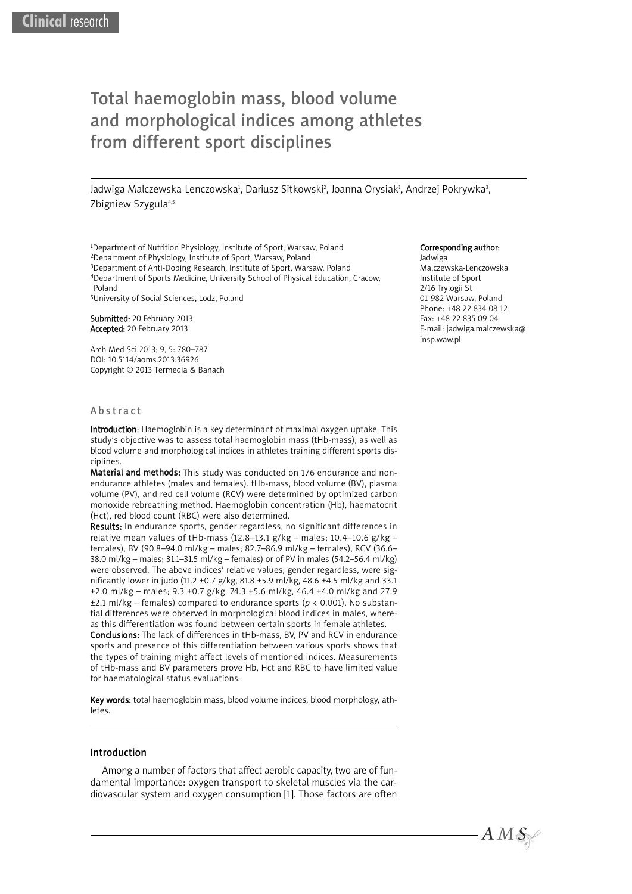Clinical research

# Total haemoglobin mass, blood volume and morphological indices among athletes from different sport disciplines

Jadwiga Malczewska-Lenczowska[1], Dariusz Sitkowski[2], Joanna Orysiak[1], Andrzej Pokrywka[3], Zbigniew Szygula[4,5]

[1]Department of Nutrition Physiology, Institute of Sport, Warsaw, Poland
[2]Department of Physiology, Institute of Sport, Warsaw, Poland
[3]Department of Anti-Doping Research, Institute of Sport, Warsaw, Poland
[4]Department of Sports Medicine, University School of Physical Education, Cracow, Poland
[5]University of Social Sciences, Lodz, Poland

**Submitted:** 20 February 2013
**Accepted:** 20 February 2013

Arch Med Sci 2013; 9, 5: 780–787
DOI: 10.5114/aoms.2013.36926
Copyright © 2013 Termedia & Banach

**Corresponding author:**
Jadwiga Malczewska-Lenczowska
Institute of Sport
2/16 Trylogii St
01-982 Warsaw, Poland
Phone: +48 22 834 08 12
Fax: +48 22 835 09 04
E-mail: jadwiga.malczewska@insp.waw.pl

## Abstract

**Introduction:** Haemoglobin is a key determinant of maximal oxygen uptake. This study's objective was to assess total haemoglobin mass (tHb-mass), as well as blood volume and morphological indices in athletes training different sports disciplines.

**Material and methods:** This study was conducted on 176 endurance and non-endurance athletes (males and females). tHb-mass, blood volume (BV), plasma volume (PV), and red cell volume (RCV) were determined by optimized carbon monoxide rebreathing method. Haemoglobin concentration (Hb), haematocrit (Hct), red blood count (RBC) were also determined.

**Results:** In endurance sports, gender regardless, no significant differences in relative mean values of tHb-mass (12.8–13.1 g/kg – males; 10.4–10.6 g/kg – females), BV (90.8–94.0 ml/kg – males; 82.7–86.9 ml/kg – females), RCV (36.6–38.0 ml/kg – males; 31.1–31.5 ml/kg – females) or of PV in males (54.2–56.4 ml/kg) were observed. The above indices' relative values, gender regardless, were significantly lower in judo (11.2 ±0.7 g/kg, 81.8 ±5.9 ml/kg, 48.6 ±4.5 ml/kg and 33.1 ±2.0 ml/kg – males; 9.3 ±0.7 g/kg, 74.3 ±5.6 ml/kg, 46.4 ±4.0 ml/kg and 27.9 ±2.1 ml/kg – females) compared to endurance sports ($p < 0.001$). No substantial differences were observed in morphological blood indices in males, whereas this differentiation was found between certain sports in female athletes.

**Conclusions:** The lack of differences in tHb-mass, BV, PV and RCV in endurance sports and presence of this differentiation between various sports shows that the types of training might affect levels of mentioned indices. Measurements of tHb-mass and BV parameters prove Hb, Hct and RBC to have limited value for haematological status evaluations.

**Key words:** total haemoglobin mass, blood volume indices, blood morphology, athletes.

## Introduction

Among a number of factors that affect aerobic capacity, two are of fundamental importance: oxygen transport to skeletal muscles via the cardiovascular system and oxygen consumption [1]. Those factors are often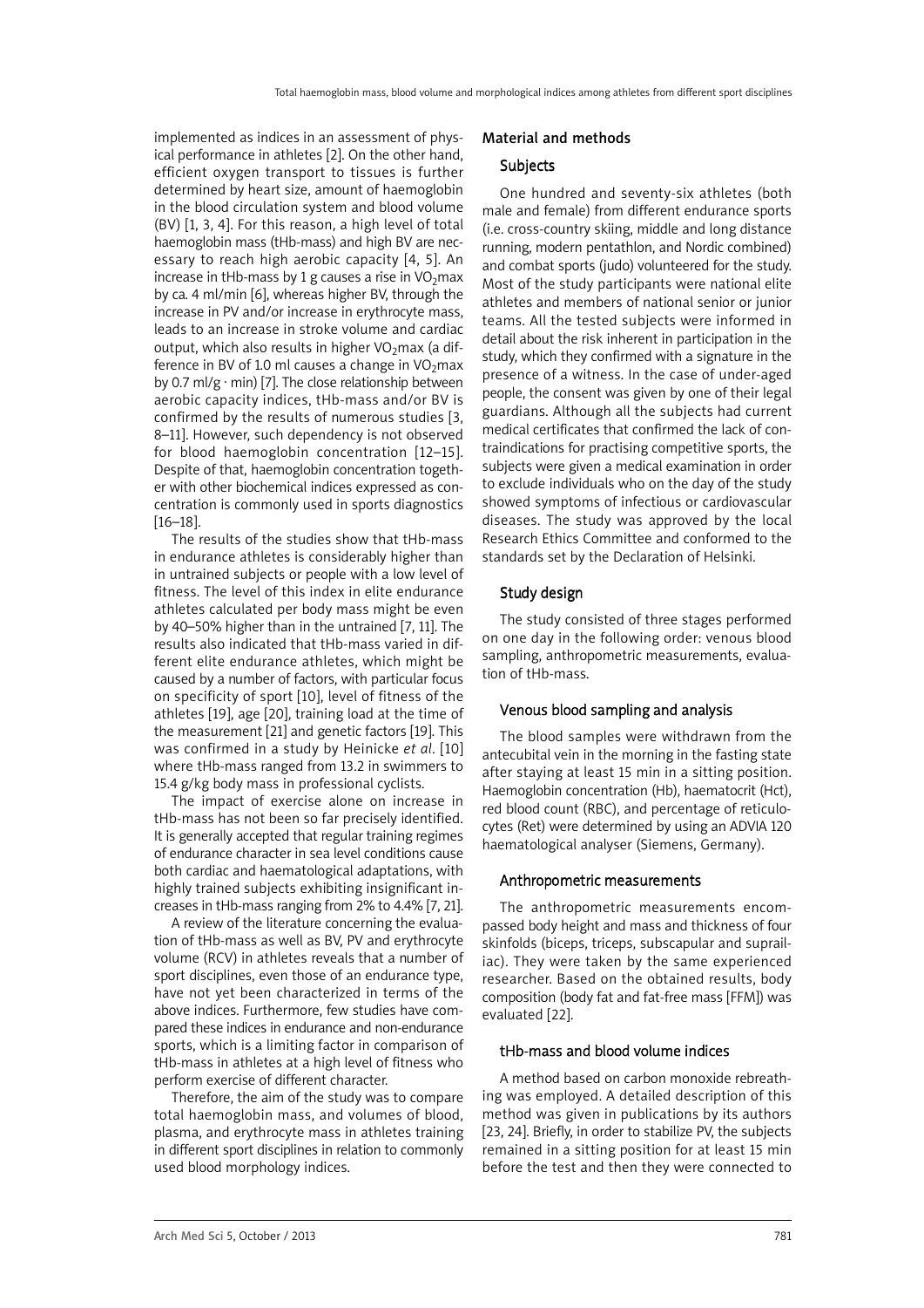implemented as indices in an assessment of physical performance in athletes [2]. On the other hand, efficient oxygen transport to tissues is further determined by heart size, amount of haemoglobin in the blood circulation system and blood volume (BV) [1, 3, 4]. For this reason, a high level of total haemoglobin mass (tHb-mass) and high BV are necessary to reach high aerobic capacity [4, 5]. An increase in tHb-mass by 1 g causes a rise in $VO_2$max by ca. 4 ml/min [6], whereas higher BV, through the increase in PV and/or increase in erythrocyte mass, leads to an increase in stroke volume and cardiac output, which also results in higher $VO_2$max (a difference in BV of 1.0 ml causes a change in $VO_2$max by 0.7 ml/g · min) [7]. The close relationship between aerobic capacity indices, tHb-mass and/or BV is confirmed by the results of numerous studies [3, 8–11]. However, such dependency is not observed for blood haemoglobin concentration [12–15]. Despite of that, haemoglobin concentration together with other biochemical indices expressed as concentration is commonly used in sports diagnostics [16–18].

The results of the studies show that tHb-mass in endurance athletes is considerably higher than in untrained subjects or people with a low level of fitness. The level of this index in elite endurance athletes calculated per body mass might be even by 40–50% higher than in the untrained [7, 11]. The results also indicated that tHb-mass varied in different elite endurance athletes, which might be caused by a number of factors, with particular focus on specificity of sport [10], level of fitness of the athletes [19], age [20], training load at the time of the measurement [21] and genetic factors [19]. This was confirmed in a study by Heinicke *et al*. [10] where tHb-mass ranged from 13.2 in swimmers to 15.4 g/kg body mass in professional cyclists.

The impact of exercise alone on increase in tHb-mass has not been so far precisely identified. It is generally accepted that regular training regimes of endurance character in sea level conditions cause both cardiac and haematological adaptations, with highly trained subjects exhibiting insignificant increases in tHb-mass ranging from 2% to 4.4% [7, 21].

A review of the literature concerning the evaluation of tHb-mass as well as BV, PV and erythrocyte volume (RCV) in athletes reveals that a number of sport disciplines, even those of an endurance type, have not yet been characterized in terms of the above indices. Furthermore, few studies have compared these indices in endurance and non-endurance sports, which is a limiting factor in comparison of tHb-mass in athletes at a high level of fitness who perform exercise of different character.

Therefore, the aim of the study was to compare total haemoglobin mass, and volumes of blood, plasma, and erythrocyte mass in athletes training in different sport disciplines in relation to commonly used blood morphology indices.

## Material and methods

### Subjects

One hundred and seventy-six athletes (both male and female) from different endurance sports (i.e. cross-country skiing, middle and long distance running, modern pentathlon, and Nordic combined) and combat sports (judo) volunteered for the study. Most of the study participants were national elite athletes and members of national senior or junior teams. All the tested subjects were informed in detail about the risk inherent in participation in the study, which they confirmed with a signature in the presence of a witness. In the case of under-aged people, the consent was given by one of their legal guardians. Although all the subjects had current medical certificates that confirmed the lack of contraindications for practising competitive sports, the subjects were given a medical examination in order to exclude individuals who on the day of the study showed symptoms of infectious or cardiovascular diseases. The study was approved by the local Research Ethics Committee and conformed to the standards set by the Declaration of Helsinki.

### Study design

The study consisted of three stages performed on one day in the following order: venous blood sampling, anthropometric measurements, evaluation of tHb-mass.

### Venous blood sampling and analysis

The blood samples were withdrawn from the antecubital vein in the morning in the fasting state after staying at least 15 min in a sitting position. Haemoglobin concentration (Hb), haematocrit (Hct), red blood count (RBC), and percentage of reticulocytes (Ret) were determined by using an ADVIA 120 haematological analyser (Siemens, Germany).

### Anthropometric measurements

The anthropometric measurements encompassed body height and mass and thickness of four skinfolds (biceps, triceps, subscapular and suprailiac). They were taken by the same experienced researcher. Based on the obtained results, body composition (body fat and fat-free mass [FFM]) was evaluated [22].

### tHb-mass and blood volume indices

A method based on carbon monoxide rebreathing was employed. A detailed description of this method was given in publications by its authors [23, 24]. Briefly, in order to stabilize PV, the subjects remained in a sitting position for at least 15 min before the test and then they were connected to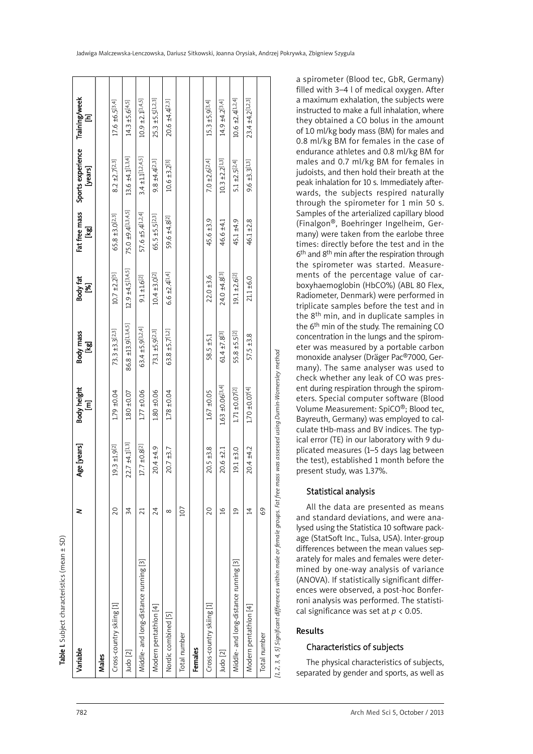**Table I.** Subject characteristics (mean ± SD)

| Variable | N | Age [years] | Body height [m] | Body mass [kg] | Body fat [%] | Fat free mass [kg] | Sports experience [years] | Training/week [h] |
|---|---|---|---|---|---|---|---|---|
| **Males** | | | | | | | | |
| Cross-country skiing [1] | 20 | 19.3 ±1.9[2] | 1.79 ±0.04 | 73.3 ±3.3[2,3] | 10.7 ±2.2[5] | 65.8 ±3.0[2,3] | 8.2 ±2.7[2,3] | 17.6 ±6.5[3,4] |
| Judo [2] | 34 | 22.7 ±4.1[1,3] | 1.80 ±0.07 | 86.8 ±13.9[1,3,4,5] | 12.9 ±4.5[3,4,5] | 75.0 ±9.4[1,3,4,5] | 13.6 ±4.1[1,3,4] | 14.3 ±5.6[4,5] |
| Middle- and long-distance running [3] | 21 | 17.7 ±0.8[2] | 1.77 ±0.06 | 63.4 ±5.9[1,2,4] | 9.1 ±1.6[2] | 57.6 ±5.4[1,2,4] | 3.4 ±1.1[1,2,4,5] | 10.9 ±2.1[1,4,5] |
| Modern pentathlon [4] | 24 | 20.4 ±4.9 | 1.80 ±0.06 | 73.1 ±5.9[2,3] | 10.4 ±3.0[2] | 65.5 ±5.5[2,3] | 9.8 ±4.4[2,3] | 25.3 ±5.5[1,2,3] |
| Nordic combined [5] | 8 | 20.7 ±3.7 | 1.78 ±0.04 | 63.8 ±5.7[1,2] | 6.6 ±2.4[1,4] | 59.6 ±4.8[2] | 10.6 ±3.2[3] | 20.6 ±4.4[2,3] |
| Total number | 107 | | | | | | | |
| **Females** | | | | | | | | |
| Cross-country skiing [1] | 20 | 20.5 ±3.8 | 1.67 ±0.05 | 58.5 ±5.1 | 22.0 ±3.6 | 45.6 ±3.9 | 7.0 ±2.6[2,4] | 15.3 ±5.9[3,4] |
| Judo [2] | 16 | 20.6 ±2.1 | 1.63 ±0.06[3,4] | 61.4 ±7.8[3] | 24.0 ±4.8[3] | 46.6 ±4.1 | 10.3 ±2.2[1,3] | 14.9 ±4.2[3,4] |
| Middle- and long-distance running [3] | 19 | 19.1 ±3.0 | 1.71 ±0.07[2] | 55.8 ±5.5[2] | 19.1 ±2.6[2] | 45.1 ±4.9 | 5.1 ±2.5[2,4] | 10.6 ±2.4[1,2,4] |
| Modern pentathlon [4] | 14 | 20.4 ±4.2 | 1.70 ±0.07[4] | 57.5 ±3.8 | 21.1 ±6.0 | 46.1 ±2.8 | 9.6 ±3.3[1,3] | 23.4 ±4.2[1,2,3] |
| Total number | 69 | | | | | | | |

*[1, 2, 3, 4, 5] Significant differences within male or female groups. Fat free mass was assessed using Durnin-Womersley method*

a spirometer (Blood tec, GbR, Germany) filled with 3–4 l of medical oxygen. After a maximum exhalation, the subjects were instructed to make a full inhalation, where they obtained a CO bolus in the amount of 1.0 ml/kg body mass (BM) for males and 0.8 ml/kg BM for females in the case of endurance athletes and 0.8 ml/kg BM for males and 0.7 ml/kg BM for females in judoists, and then hold their breath at the peak inhalation for 10 s. Immediately afterwards, the subjects respired naturally through the spirometer for 1 min 50 s. Samples of the arterialized capillary blood (Finalgon®, Boehringer Ingelheim, Germany) were taken from the earlobe three times: directly before the test and in the 6th and 8th min after the respiration through the spirometer was started. Measurements of the percentage value of carboxyhaemoglobin (HbCO%) (ABL 80 Flex, Radiometer, Denmark) were performed in triplicate samples before the test and in the 8th min, and in duplicate samples in the 6th min of the study. The remaining CO concentration in the lungs and the spirometer was measured by a portable carbon monoxide analyser (Dräger Pac®7000, Germany). The same analyser was used to check whether any leak of CO was present during respiration through the spirometers. Special computer software (Blood Volume Measurement: SpiCO®; Blood tec, Bayreuth, Germany) was employed to calculate tHb-mass and BV indices. The typical error (TE) in our laboratory with 9 duplicated measures (1–5 days lag between the test), established 1 month before the present study, was 1.37%.

### Statistical analysis

All the data are presented as means and standard deviations, and were analysed using the Statistica 10 software package (StatSoft Inc., Tulsa, USA). Inter-group differences between the mean values separately for males and females were determined by one-way analysis of variance (ANOVA). If statistically significant differences were observed, a post-hoc Bonferroni analysis was performed. The statistical significance was set at $p < 0.05$.

## Results

### Characteristics of subjects

The physical characteristics of subjects, separated by gender and sports, as well as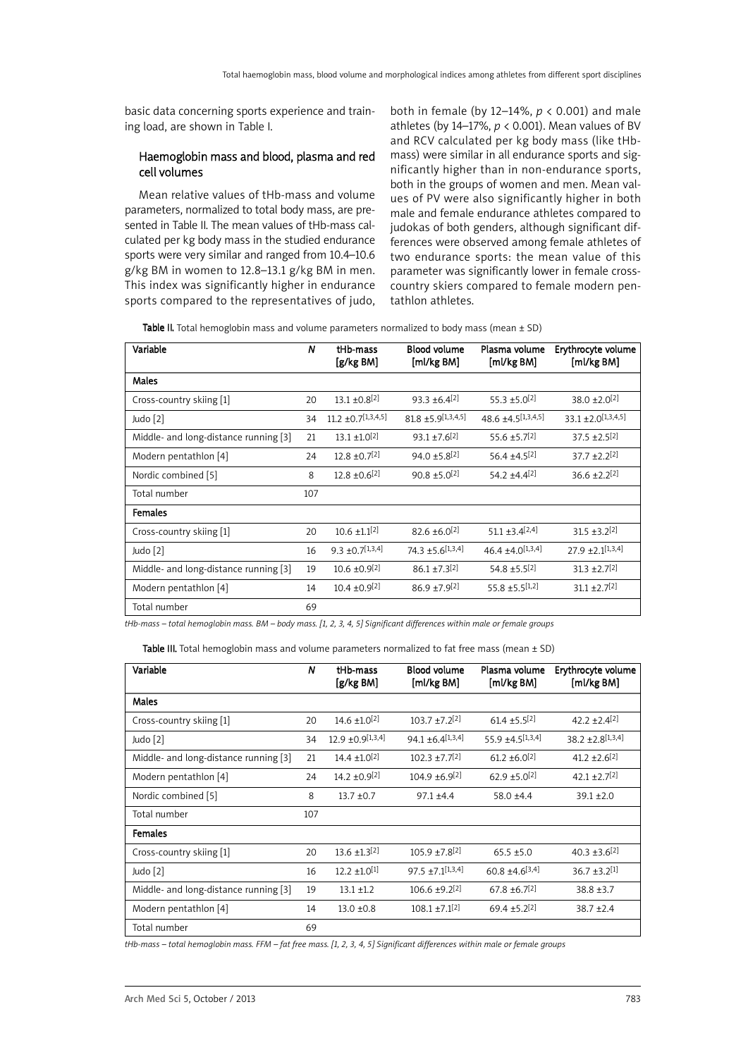basic data concerning sports experience and training load, are shown in Table I.

### Haemoglobin mass and blood, plasma and red cell volumes

Mean relative values of tHb-mass and volume parameters, normalized to total body mass, are presented in Table II. The mean values of tHb-mass calculated per kg body mass in the studied endurance sports were very similar and ranged from 10.4–10.6 g/kg BM in women to 12.8–13.1 g/kg BM in men. This index was significantly higher in endurance sports compared to the representatives of judo, both in female (by 12–14%, $p < 0.001$) and male athletes (by 14–17%, $p < 0.001$). Mean values of BV and RCV calculated per kg body mass (like tHb-mass) were similar in all endurance sports and significantly higher than in non-endurance sports, both in the groups of women and men. Mean values of PV were also significantly higher in both male and female endurance athletes compared to judokas of both genders, although significant differences were observed among female athletes of two endurance sports: the mean value of this parameter was significantly lower in female cross-country skiers compared to female modern pentathlon athletes.

**Table II.** Total hemoglobin mass and volume parameters normalized to body mass (mean ± SD)

| Variable | N | tHb-mass [g/kg BM] | Blood volume [ml/kg BM] | Plasma volume [ml/kg BM] | Erythrocyte volume [ml/kg BM] |
|---|---|---|---|---|---|
| **Males** | | | | | |
| Cross-country skiing [1] | 20 | 13.1 ±0.8[2] | 93.3 ±6.4[2] | 55.3 ±5.0[2] | 38.0 ±2.0[2] |
| Judo [2] | 34 | 11.2 ±0.7[1,3,4,5] | 81.8 ±5.9[1,3,4,5] | 48.6 ±4.5[1,3,4,5] | 33.1 ±2.0[1,3,4,5] |
| Middle- and long-distance running [3] | 21 | 13.1 ±1.0[2] | 93.1 ±7.6[2] | 55.6 ±5.7[2] | 37.5 ±2.5[2] |
| Modern pentathlon [4] | 24 | 12.8 ±0.7[2] | 94.0 ±5.8[2] | 56.4 ±4.5[2] | 37.7 ±2.2[2] |
| Nordic combined [5] | 8 | 12.8 ±0.6[2] | 90.8 ±5.0[2] | 54.2 ±4.4[2] | 36.6 ±2.2[2] |
| Total number | 107 | | | | |
| **Females** | | | | | |
| Cross-country skiing [1] | 20 | 10.6 ±1.1[2] | 82.6 ±6.0[2] | 51.1 ±3.4[2,4] | 31.5 ±3.2[2] |
| Judo [2] | 16 | 9.3 ±0.7[1,3,4] | 74.3 ±5.6[1,3,4] | 46.4 ±4.0[1,3,4] | 27.9 ±2.1[1,3,4] |
| Middle- and long-distance running [3] | 19 | 10.6 ±0.9[2] | 86.1 ±7.3[2] | 54.8 ±5.5[2] | 31.3 ±2.7[2] |
| Modern pentathlon [4] | 14 | 10.4 ±0.9[2] | 86.9 ±7.9[2] | 55.8 ±5.5[1,2] | 31.1 ±2.7[2] |
| Total number | 69 | | | | |

*tHb-mass – total hemoglobin mass. BM – body mass. [1, 2, 3, 4, 5] Significant differences within male or female groups*

**Table III.** Total hemoglobin mass and volume parameters normalized to fat free mass (mean ± SD)

| Variable | N | tHb-mass [g/kg BM] | Blood volume [ml/kg BM] | Plasma volume [ml/kg BM] | Erythrocyte volume [ml/kg BM] |
|---|---|---|---|---|---|
| **Males** | | | | | |
| Cross-country skiing [1] | 20 | 14.6 ±1.0[2] | 103.7 ±7.2[2] | 61.4 ±5.5[2] | 42.2 ±2.4[2] |
| Judo [2] | 34 | 12.9 ±0.9[1,3,4] | 94.1 ±6.4[1,3,4] | 55.9 ±4.5[1,3,4] | 38.2 ±2.8[1,3,4] |
| Middle- and long-distance running [3] | 21 | 14.4 ±1.0[2] | 102.3 ±7.7[2] | 61.2 ±6.0[2] | 41.2 ±2.6[2] |
| Modern pentathlon [4] | 24 | 14.2 ±0.9[2] | 104.9 ±6.9[2] | 62.9 ±5.0[2] | 42.1 ±2.7[2] |
| Nordic combined [5] | 8 | 13.7 ±0.7 | 97.1 ±4.4 | 58.0 ±4.4 | 39.1 ±2.0 |
| Total number | 107 | | | | |
| **Females** | | | | | |
| Cross-country skiing [1] | 20 | 13.6 ±1.3[2] | 105.9 ±7.8[2] | 65.5 ±5.0 | 40.3 ±3.6[2] |
| Judo [2] | 16 | 12.2 ±1.0[1] | 97.5 ±7.1[1,3,4] | 60.8 ±4.6[3,4] | 36.7 ±3.2[1] |
| Middle- and long-distance running [3] | 19 | 13.1 ±1.2 | 106.6 ±9.2[2] | 67.8 ±6.7[2] | 38.8 ±3.7 |
| Modern pentathlon [4] | 14 | 13.0 ±0.8 | 108.1 ±7.1[2] | 69.4 ±5.2[2] | 38.7 ±2.4 |
| Total number | 69 | | | | |

*tHb-mass – total hemoglobin mass. FFM – fat free mass. [1, 2, 3, 4, 5] Significant differences within male or female groups*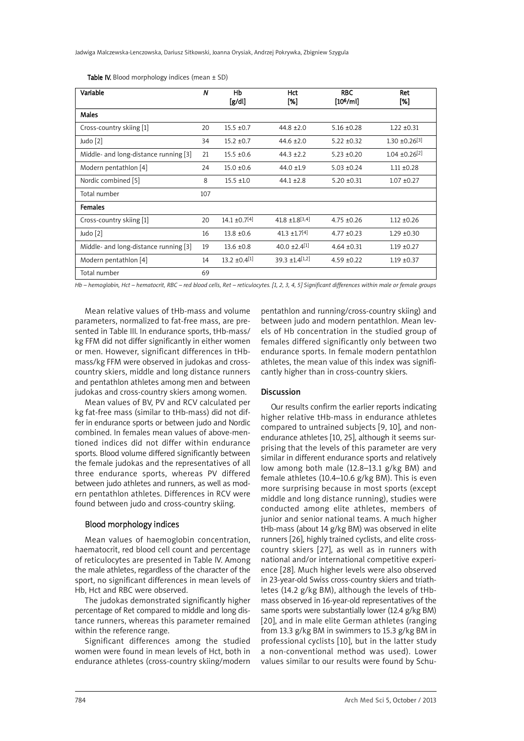Table IV. Blood morphology indices (mean ± SD)

| Variable | N | Hb [g/dl] | Hct [%] | RBC [$10^6$/ml] | Ret [%] |
|---|---|---|---|---|---|
| **Males** | | | | | |
| Cross-country skiing [1] | 20 | 15.5 ±0.7 | 44.8 ±2.0 | 5.16 ±0.28 | 1.22 ±0.31 |
| Judo [2] | 34 | 15.2 ±0.7 | 44.6 ±2.0 | 5.22 ±0.32 | 1.30 ±0.26[3] |
| Middle- and long-distance running [3] | 21 | 15.5 ±0.6 | 44.3 ±2.2 | 5.23 ±0.20 | 1.04 ±0.26[2] |
| Modern pentathlon [4] | 24 | 15.0 ±0.6 | 44.0 ±1.9 | 5.03 ±0.24 | 1.11 ±0.28 |
| Nordic combined [5] | 8 | 15.5 ±1.0 | 44.1 ±2.8 | 5.20 ±0.31 | 1.07 ±0.27 |
| Total number | 107 | | | | |
| **Females** | | | | | |
| Cross-country skiing [1] | 20 | 14.1 ±0.7[4] | 41.8 ±1.8[3,4] | 4.75 ±0.26 | 1.12 ±0.26 |
| Judo [2] | 16 | 13.8 ±0.6 | 41.3 ±1.7[4] | 4.77 ±0.23 | 1.29 ±0.30 |
| Middle- and long-distance running [3] | 19 | 13.6 ±0.8 | 40.0 ±2.4[1] | 4.64 ±0.31 | 1.19 ±0.27 |
| Modern pentathlon [4] | 14 | 13.2 ±0.4[1] | 39.3 ±1.4[1,2] | 4.59 ±0.22 | 1.19 ±0.37 |
| Total number | 69 | | | | |

*Hb – hemoglobin, Hct – hematocrit, RBC – red blood cells, Ret – reticulocytes. [1, 2, 3, 4, 5] Significant differences within male or female groups*

Mean relative values of tHb-mass and volume parameters, normalized to fat-free mass, are presented in Table III. In endurance sports, tHb-mass/kg FFM did not differ significantly in either women or men. However, significant differences in tHb-mass/kg FFM were observed in judokas and cross-country skiers, middle and long distance runners and pentathlon athletes among men and between judokas and cross-country skiers among women.

Mean values of BV, PV and RCV calculated per kg fat-free mass (similar to tHb-mass) did not differ in endurance sports or between judo and Nordic combined. In females mean values of above-mentioned indices did not differ within endurance sports. Blood volume differed significantly between the female judokas and the representatives of all three endurance sports, whereas PV differed between judo athletes and runners, as well as modern pentathlon athletes. Differences in RCV were found between judo and cross-country skiing.

### Blood morphology indices

Mean values of haemoglobin concentration, haematocrit, red blood cell count and percentage of reticulocytes are presented in Table IV. Among the male athletes, regardless of the character of the sport, no significant differences in mean levels of Hb, Hct and RBC were observed.

The judokas demonstrated significantly higher percentage of Ret compared to middle and long distance runners, whereas this parameter remained within the reference range.

Significant differences among the studied women were found in mean levels of Hct, both in endurance athletes (cross-country skiing/modern pentathlon and running/cross-country skiing) and between judo and modern pentathlon. Mean levels of Hb concentration in the studied group of females differed significantly only between two endurance sports. In female modern pentathlon athletes, the mean value of this index was significantly higher than in cross-country skiers.

## Discussion

Our results confirm the earlier reports indicating higher relative tHb-mass in endurance athletes compared to untrained subjects [9, 10], and non-endurance athletes [10, 25], although it seems surprising that the levels of this parameter are very similar in different endurance sports and relatively low among both male (12.8–13.1 g/kg BM) and female athletes (10.4–10.6 g/kg BM). This is even more surprising because in most sports (except middle and long distance running), studies were conducted among elite athletes, members of junior and senior national teams. A much higher tHb-mass (about 14 g/kg BM) was observed in elite runners [26], highly trained cyclists, and elite cross-country skiers [27], as well as in runners with national and/or international competitive experience [28]. Much higher levels were also observed in 23-year-old Swiss cross-country skiers and triathletes (14.2 g/kg BM), although the levels of tHb-mass observed in 16-year-old representatives of the same sports were substantially lower (12.4 g/kg BM) [20], and in male elite German athletes (ranging from 13.3 g/kg BM in swimmers to 15.3 g/kg BM in professional cyclists [10], but in the latter study a non-conventional method was used). Lower values similar to our results were found by Schu-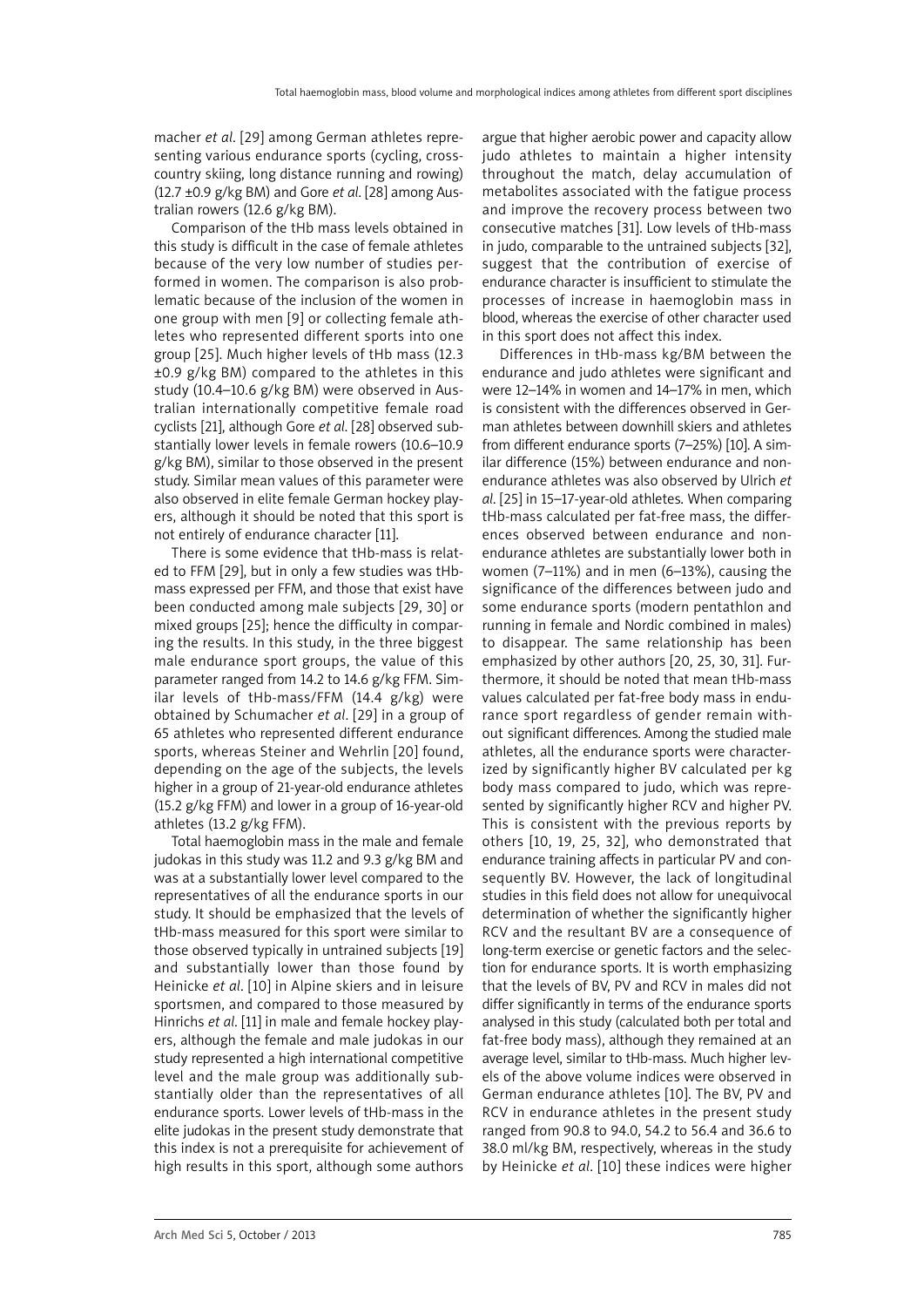macher *et al*. [29] among German athletes representing various endurance sports (cycling, cross-country skiing, long distance running and rowing) (12.7 ±0.9 g/kg BM) and Gore *et al*. [28] among Australian rowers (12.6 g/kg BM).

Comparison of the tHb mass levels obtained in this study is difficult in the case of female athletes because of the very low number of studies performed in women. The comparison is also problematic because of the inclusion of the women in one group with men [9] or collecting female athletes who represented different sports into one group [25]. Much higher levels of tHb mass (12.3 ±0.9 g/kg BM) compared to the athletes in this study (10.4–10.6 g/kg BM) were observed in Australian internationally competitive female road cyclists [21], although Gore *et al*. [28] observed substantially lower levels in female rowers (10.6–10.9 g/kg BM), similar to those observed in the present study. Similar mean values of this parameter were also observed in elite female German hockey players, although it should be noted that this sport is not entirely of endurance character [11].

There is some evidence that tHb-mass is related to FFM [29], but in only a few studies was tHb-mass expressed per FFM, and those that exist have been conducted among male subjects [29, 30] or mixed groups [25]; hence the difficulty in comparing the results. In this study, in the three biggest male endurance sport groups, the value of this parameter ranged from 14.2 to 14.6 g/kg FFM. Similar levels of tHb-mass/FFM (14.4 g/kg) were obtained by Schumacher *et al*. [29] in a group of 65 athletes who represented different endurance sports, whereas Steiner and Wehrlin [20] found, depending on the age of the subjects, the levels higher in a group of 21-year-old endurance athletes (15.2 g/kg FFM) and lower in a group of 16-year-old athletes (13.2 g/kg FFM).

Total haemoglobin mass in the male and female judokas in this study was 11.2 and 9.3 g/kg BM and was at a substantially lower level compared to the representatives of all the endurance sports in our study. It should be emphasized that the levels of tHb-mass measured for this sport were similar to those observed typically in untrained subjects [19] and substantially lower than those found by Heinicke *et al*. [10] in Alpine skiers and in leisure sportsmen, and compared to those measured by Hinrichs *et al*. [11] in male and female hockey players, although the female and male judokas in our study represented a high international competitive level and the male group was additionally substantially older than the representatives of all endurance sports. Lower levels of tHb-mass in the elite judokas in the present study demonstrate that this index is not a prerequisite for achievement of high results in this sport, although some authors argue that higher aerobic power and capacity allow judo athletes to maintain a higher intensity throughout the match, delay accumulation of metabolites associated with the fatigue process and improve the recovery process between two consecutive matches [31]. Low levels of tHb-mass in judo, comparable to the untrained subjects [32], suggest that the contribution of exercise of endurance character is insufficient to stimulate the processes of increase in haemoglobin mass in blood, whereas the exercise of other character used in this sport does not affect this index.

Differences in tHb-mass kg/BM between the endurance and judo athletes were significant and were 12–14% in women and 14–17% in men, which is consistent with the differences observed in German athletes between downhill skiers and athletes from different endurance sports (7–25%) [10]. A similar difference (15%) between endurance and non-endurance athletes was also observed by Ulrich *et al*. [25] in 15–17-year-old athletes. When comparing tHb-mass calculated per fat-free mass, the differences observed between endurance and non-endurance athletes are substantially lower both in women (7–11%) and in men (6–13%), causing the significance of the differences between judo and some endurance sports (modern pentathlon and running in female and Nordic combined in males) to disappear. The same relationship has been emphasized by other authors [20, 25, 30, 31]. Furthermore, it should be noted that mean tHb-mass values calculated per fat-free body mass in endurance sport regardless of gender remain without significant differences. Among the studied male athletes, all the endurance sports were characterized by significantly higher BV calculated per kg body mass compared to judo, which was represented by significantly higher RCV and higher PV. This is consistent with the previous reports by others [10, 19, 25, 32], who demonstrated that endurance training affects in particular PV and consequently BV. However, the lack of longitudinal studies in this field does not allow for unequivocal determination of whether the significantly higher RCV and the resultant BV are a consequence of long-term exercise or genetic factors and the selection for endurance sports. It is worth emphasizing that the levels of BV, PV and RCV in males did not differ significantly in terms of the endurance sports analysed in this study (calculated both per total and fat-free body mass), although they remained at an average level, similar to tHb-mass. Much higher levels of the above volume indices were observed in German endurance athletes [10]. The BV, PV and RCV in endurance athletes in the present study ranged from 90.8 to 94.0, 54.2 to 56.4 and 36.6 to 38.0 ml/kg BM, respectively, whereas in the study by Heinicke *et al*. [10] these indices were higher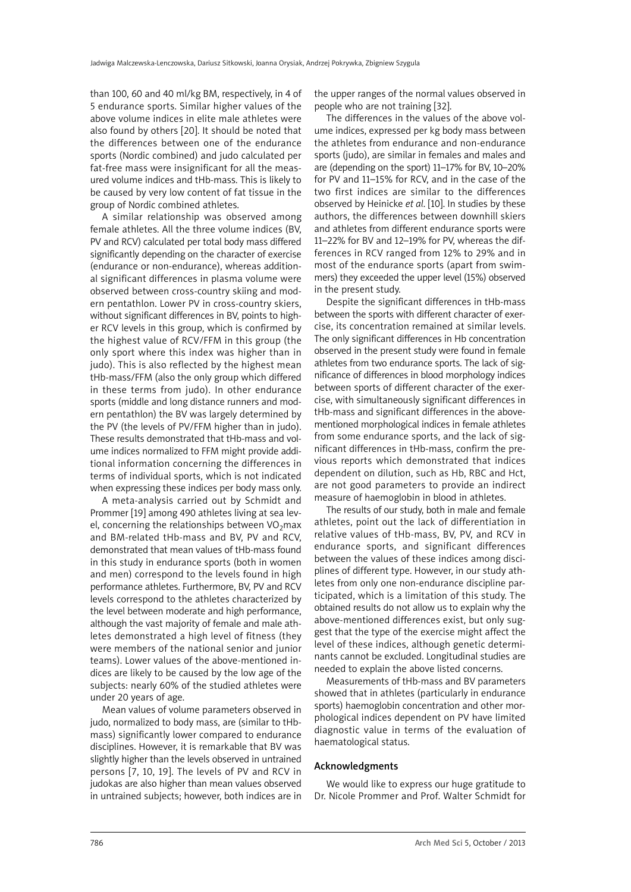than 100, 60 and 40 ml/kg BM, respectively, in 4 of 5 endurance sports. Similar higher values of the above volume indices in elite male athletes were also found by others [20]. It should be noted that the differences between one of the endurance sports (Nordic combined) and judo calculated per fat-free mass were insignificant for all the measured volume indices and tHb-mass. This is likely to be caused by very low content of fat tissue in the group of Nordic combined athletes.

A similar relationship was observed among female athletes. All the three volume indices (BV, PV and RCV) calculated per total body mass differed significantly depending on the character of exercise (endurance or non-endurance), whereas additional significant differences in plasma volume were observed between cross-country skiing and modern pentathlon. Lower PV in cross-country skiers, without significant differences in BV, points to higher RCV levels in this group, which is confirmed by the highest value of RCV/FFM in this group (the only sport where this index was higher than in judo). This is also reflected by the highest mean tHb-mass/FFM (also the only group which differed in these terms from judo). In other endurance sports (middle and long distance runners and modern pentathlon) the BV was largely determined by the PV (the levels of PV/FFM higher than in judo). These results demonstrated that tHb-mass and volume indices normalized to FFM might provide additional information concerning the differences in terms of individual sports, which is not indicated when expressing these indices per body mass only.

A meta-analysis carried out by Schmidt and Prommer [19] among 490 athletes living at sea level, concerning the relationships between $VO_2$max and BM-related tHb-mass and BV, PV and RCV, demonstrated that mean values of tHb-mass found in this study in endurance sports (both in women and men) correspond to the levels found in high performance athletes. Furthermore, BV, PV and RCV levels correspond to the athletes characterized by the level between moderate and high performance, although the vast majority of female and male athletes demonstrated a high level of fitness (they were members of the national senior and junior teams). Lower values of the above-mentioned indices are likely to be caused by the low age of the subjects: nearly 60% of the studied athletes were under 20 years of age.

Mean values of volume parameters observed in judo, normalized to body mass, are (similar to tHb-mass) significantly lower compared to endurance disciplines. However, it is remarkable that BV was slightly higher than the levels observed in untrained persons [7, 10, 19]. The levels of PV and RCV in judokas are also higher than mean values observed in untrained subjects; however, both indices are in the upper ranges of the normal values observed in people who are not training [32].

The differences in the values of the above volume indices, expressed per kg body mass between the athletes from endurance and non-endurance sports (judo), are similar in females and males and are (depending on the sport) 11–17% for BV, 10–20% for PV and 11–15% for RCV, and in the case of the two first indices are similar to the differences observed by Heinicke *et al.* [10]. In studies by these authors, the differences between downhill skiers and athletes from different endurance sports were 11–22% for BV and 12–19% for PV, whereas the differences in RCV ranged from 12% to 29% and in most of the endurance sports (apart from swimmers) they exceeded the upper level (15%) observed in the present study.

Despite the significant differences in tHb-mass between the sports with different character of exercise, its concentration remained at similar levels. The only significant differences in Hb concentration observed in the present study were found in female athletes from two endurance sports. The lack of significance of differences in blood morphology indices between sports of different character of the exercise, with simultaneously significant differences in tHb-mass and significant differences in the above-mentioned morphological indices in female athletes from some endurance sports, and the lack of significant differences in tHb-mass, confirm the previous reports which demonstrated that indices dependent on dilution, such as Hb, RBC and Hct, are not good parameters to provide an indirect measure of haemoglobin in blood in athletes.

The results of our study, both in male and female athletes, point out the lack of differentiation in relative values of tHb-mass, BV, PV, and RCV in endurance sports, and significant differences between the values of these indices among disciplines of different type. However, in our study athletes from only one non-endurance discipline participated, which is a limitation of this study. The obtained results do not allow us to explain why the above-mentioned differences exist, but only suggest that the type of the exercise might affect the level of these indices, although genetic determinants cannot be excluded. Longitudinal studies are needed to explain the above listed concerns.

Measurements of tHb-mass and BV parameters showed that in athletes (particularly in endurance sports) haemoglobin concentration and other morphological indices dependent on PV have limited diagnostic value in terms of the evaluation of haematological status.

## Acknowledgments

We would like to express our huge gratitude to Dr. Nicole Prommer and Prof. Walter Schmidt for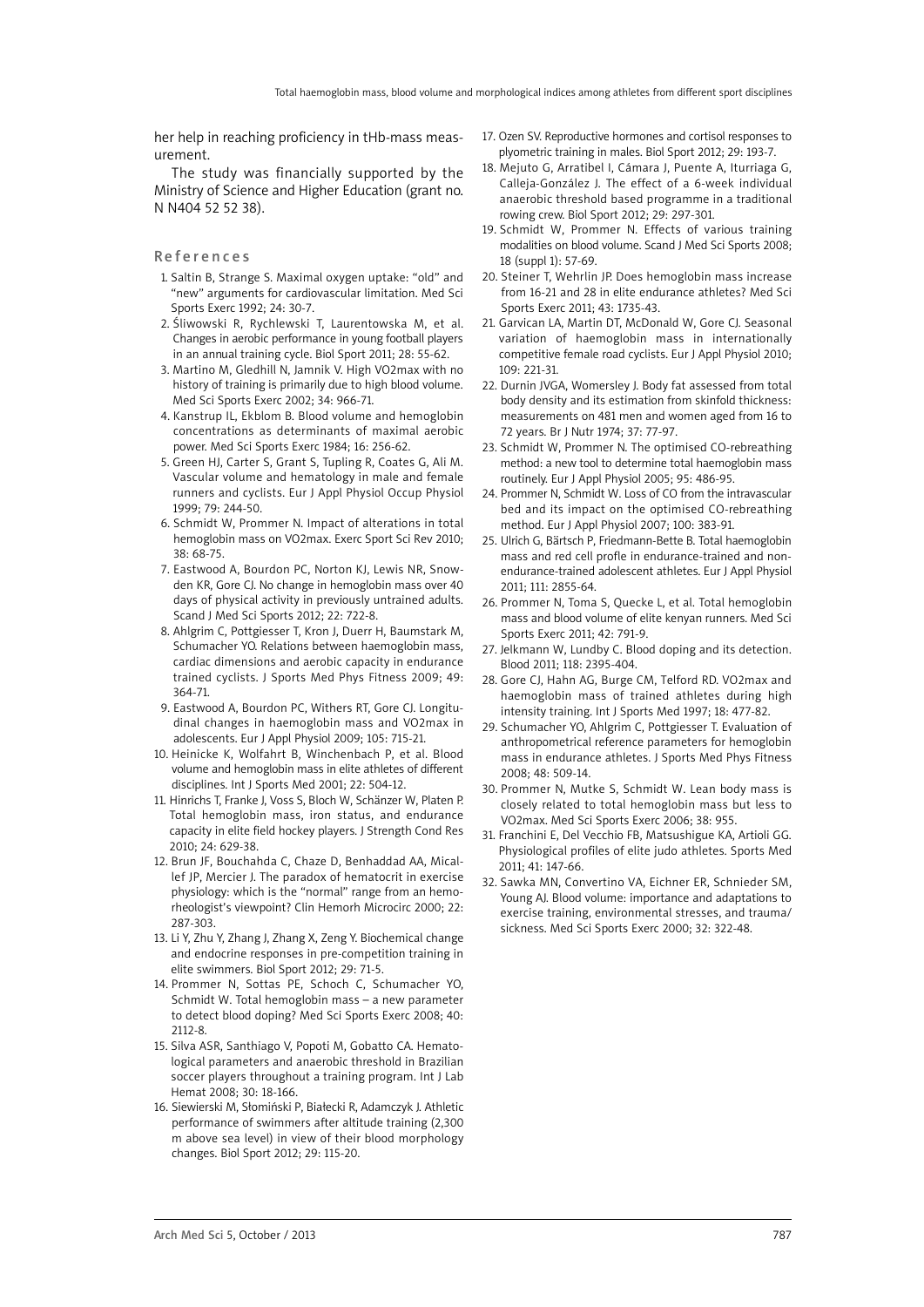her help in reaching proficiency in tHb-mass measurement.

The study was financially supported by the Ministry of Science and Higher Education (grant no. N N404 52 52 38).

## References

1. Saltin B, Strange S. Maximal oxygen uptake: "old" and "new" arguments for cardiovascular limitation. Med Sci Sports Exerc 1992; 24: 30-7.
2. Śliwowski R, Rychlewski T, Laurentowska M, et al. Changes in aerobic performance in young football players in an annual training cycle. Biol Sport 2011; 28: 55-62.
3. Martino M, Gledhill N, Jamnik V. High VO2max with no history of training is primarily due to high blood volume. Med Sci Sports Exerc 2002; 34: 966-71.
4. Kanstrup IL, Ekblom B. Blood volume and hemoglobin concentrations as determinants of maximal aerobic power. Med Sci Sports Exerc 1984; 16: 256-62.
5. Green HJ, Carter S, Grant S, Tupling R, Coates G, Ali M. Vascular volume and hematology in male and female runners and cyclists. Eur J Appl Physiol Occup Physiol 1999; 79: 244-50.
6. Schmidt W, Prommer N. Impact of alterations in total hemoglobin mass on VO2max. Exerc Sport Sci Rev 2010; 38: 68-75.
7. Eastwood A, Bourdon PC, Norton KJ, Lewis NR, Snowden KR, Gore CJ. No change in hemoglobin mass over 40 days of physical activity in previously untrained adults. Scand J Med Sci Sports 2012; 22: 722-8.
8. Ahlgrim C, Pottgiesser T, Kron J, Duerr H, Baumstark M, Schumacher YO. Relations between haemoglobin mass, cardiac dimensions and aerobic capacity in endurance trained cyclists. J Sports Med Phys Fitness 2009; 49: 364-71.
9. Eastwood A, Bourdon PC, Withers RT, Gore CJ. Longitudinal changes in haemoglobin mass and VO2max in adolescents. Eur J Appl Physiol 2009; 105: 715-21.
10. Heinicke K, Wolfahrt B, Winchenbach P, et al. Blood volume and hemoglobin mass in elite athletes of different disciplines. Int J Sports Med 2001; 22: 504-12.
11. Hinrichs T, Franke J, Voss S, Bloch W, Schänzer W, Platen P. Total hemoglobin mass, iron status, and endurance capacity in elite field hockey players. J Strength Cond Res 2010; 24: 629-38.
12. Brun JF, Bouchahda C, Chaze D, Benhaddad AA, Micallef JP, Mercier J. The paradox of hematocrit in exercise physiology: which is the "normal" range from an hemorheologist's viewpoint? Clin Hemorh Microcirc 2000; 22: 287-303.
13. Li Y, Zhu Y, Zhang J, Zhang X, Zeng Y. Biochemical change and endocrine responses in pre-competition training in elite swimmers. Biol Sport 2012; 29: 71-5.
14. Prommer N, Sottas PE, Schoch C, Schumacher YO, Schmidt W. Total hemoglobin mass – a new parameter to detect blood doping? Med Sci Sports Exerc 2008; 40: 2112-8.
15. Silva ASR, Santhiago V, Popoti M, Gobatto CA. Hematological parameters and anaerobic threshold in Brazilian soccer players throughout a training program. Int J Lab Hemat 2008; 30: 18-166.
16. Siewierski M, Słomiński P, Białecki R, Adamczyk J. Athletic performance of swimmers after altitude training (2,300 m above sea level) in view of their blood morphology changes. Biol Sport 2012; 29: 115-20.
17. Ozen SV. Reproductive hormones and cortisol responses to plyometric training in males. Biol Sport 2012; 29: 193-7.
18. Mejuto G, Arratibel I, Cámara J, Puente A, Iturriaga G, Calleja-González J. The effect of a 6-week individual anaerobic threshold based programme in a traditional rowing crew. Biol Sport 2012; 29: 297-301.
19. Schmidt W, Prommer N. Effects of various training modalities on blood volume. Scand J Med Sci Sports 2008; 18 (suppl 1): 57-69.
20. Steiner T, Wehrlin JP. Does hemoglobin mass increase from 16-21 and 28 in elite endurance athletes? Med Sci Sports Exerc 2011; 43: 1735-43.
21. Garvican LA, Martin DT, McDonald W, Gore CJ. Seasonal variation of haemoglobin mass in internationally competitive female road cyclists. Eur J Appl Physiol 2010; 109: 221-31.
22. Durnin JVGA, Womersley J. Body fat assessed from total body density and its estimation from skinfold thickness: measurements on 481 men and women aged from 16 to 72 years. Br J Nutr 1974; 37: 77-97.
23. Schmidt W, Prommer N. The optimised CO-rebreathing method: a new tool to determine total haemoglobin mass routinely. Eur J Appl Physiol 2005; 95: 486-95.
24. Prommer N, Schmidt W. Loss of CO from the intravascular bed and its impact on the optimised CO-rebreathing method. Eur J Appl Physiol 2007; 100: 383-91.
25. Ulrich G, Bärtsch P, Friedmann-Bette B. Total haemoglobin mass and red cell profle in endurance-trained and non-endurance-trained adolescent athletes. Eur J Appl Physiol 2011; 111: 2855-64.
26. Prommer N, Toma S, Quecke L, et al. Total hemoglobin mass and blood volume of elite kenyan runners. Med Sci Sports Exerc 2011; 42: 791-9.
27. Jelkmann W, Lundby C. Blood doping and its detection. Blood 2011; 118: 2395-404.
28. Gore CJ, Hahn AG, Burge CM, Telford RD. VO2max and haemoglobin mass of trained athletes during high intensity training. Int J Sports Med 1997; 18: 477-82.
29. Schumacher YO, Ahlgrim C, Pottgiesser T. Evaluation of anthropometrical reference parameters for hemoglobin mass in endurance athletes. J Sports Med Phys Fitness 2008; 48: 509-14.
30. Prommer N, Mutke S, Schmidt W. Lean body mass is closely related to total hemoglobin mass but less to VO2max. Med Sci Sports Exerc 2006; 38: 955.
31. Franchini E, Del Vecchio FB, Matsushigue KA, Artioli GG. Physiological profiles of elite judo athletes. Sports Med 2011; 41: 147-66.
32. Sawka MN, Convertino VA, Eichner ER, Schnieder SM, Young AJ. Blood volume: importance and adaptations to exercise training, environmental stresses, and trauma/sickness. Med Sci Sports Exerc 2000; 32: 322-48.